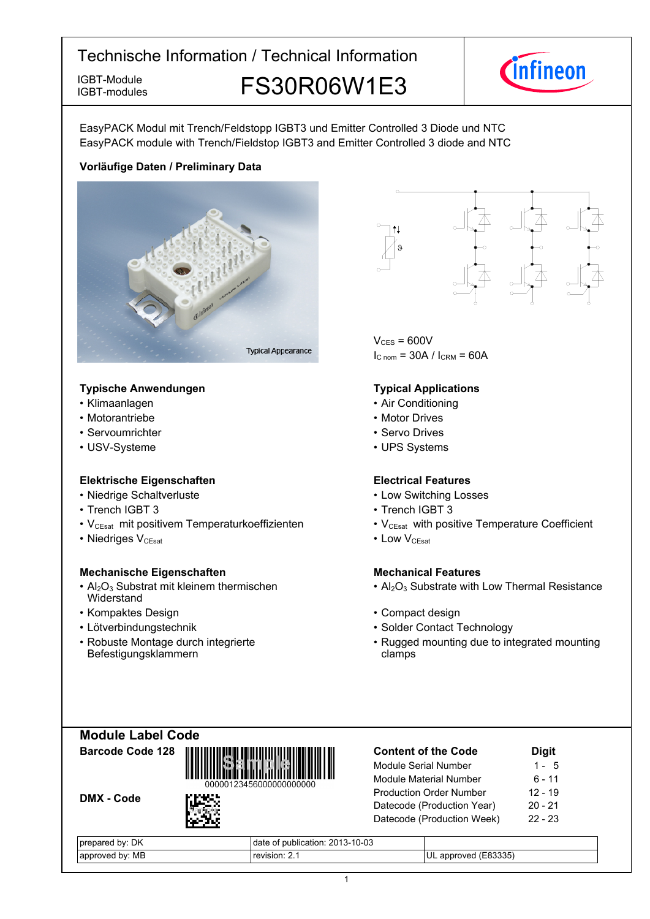# Technische Information / Technical Information

IGBT-Module
IGBT-modules

# FS30R06W1E3

EasyPACK Modul mit Trench/Feldstopp IGBT3 und Emitter Controlled 3 Diode und NTC
EasyPACK module with Trench/Fieldstop IGBT3 and Emitter Controlled 3 diode and NTC

**Vorläufige Daten / Preliminary Data**

Typical Appearance

$V_{CES}$ = 600V
$I_{C\ nom}$ = 30A / $I_{CRM}$ = 60A

### Typische Anwendungen
- Klimaanlagen
- Motorantriebe
- Servoumrichter
- USV-Systeme

### Typical Applications
- Air Conditioning
- Motor Drives
- Servo Drives
- UPS Systems

### Elektrische Eigenschaften
- Niedrige Schaltverluste
- Trench IGBT 3
- $V_{CEsat}$ mit positivem Temperaturkoeffizienten
- Niedriges $V_{CEsat}$

### Electrical Features
- Low Switching Losses
- Trench IGBT 3
- $V_{CEsat}$ with positive Temperature Coefficient
- Low $V_{CEsat}$

### Mechanische Eigenschaften
- $Al_2O_3$ Substrat mit kleinem thermischen Widerstand
- Kompaktes Design
- Lötverbindungstechnik
- Robuste Montage durch integrierte Befestigungsklammern

### Mechanical Features
- $Al_2O_3$ Substrate with Low Thermal Resistance
- Compact design
- Solder Contact Technology
- Rugged mounting due to integrated mounting clamps

## Module Label Code

**Barcode Code 128**

00000123456000000000000

**DMX - Code**

| Content of the Code | Digit |
|---|---|
| Module Serial Number | 1 - 5 |
| Module Material Number | 6 - 11 |
| Production Order Number | 12 - 19 |
| Datecode (Production Year) | 20 - 21 |
| Datecode (Production Week) | 22 - 23 |

| | | |
|---|---|---|
| prepared by: DK | date of publication: 2013-10-03 | |
| approved by: MB | revision: 2.1 | UL approved (E83335) |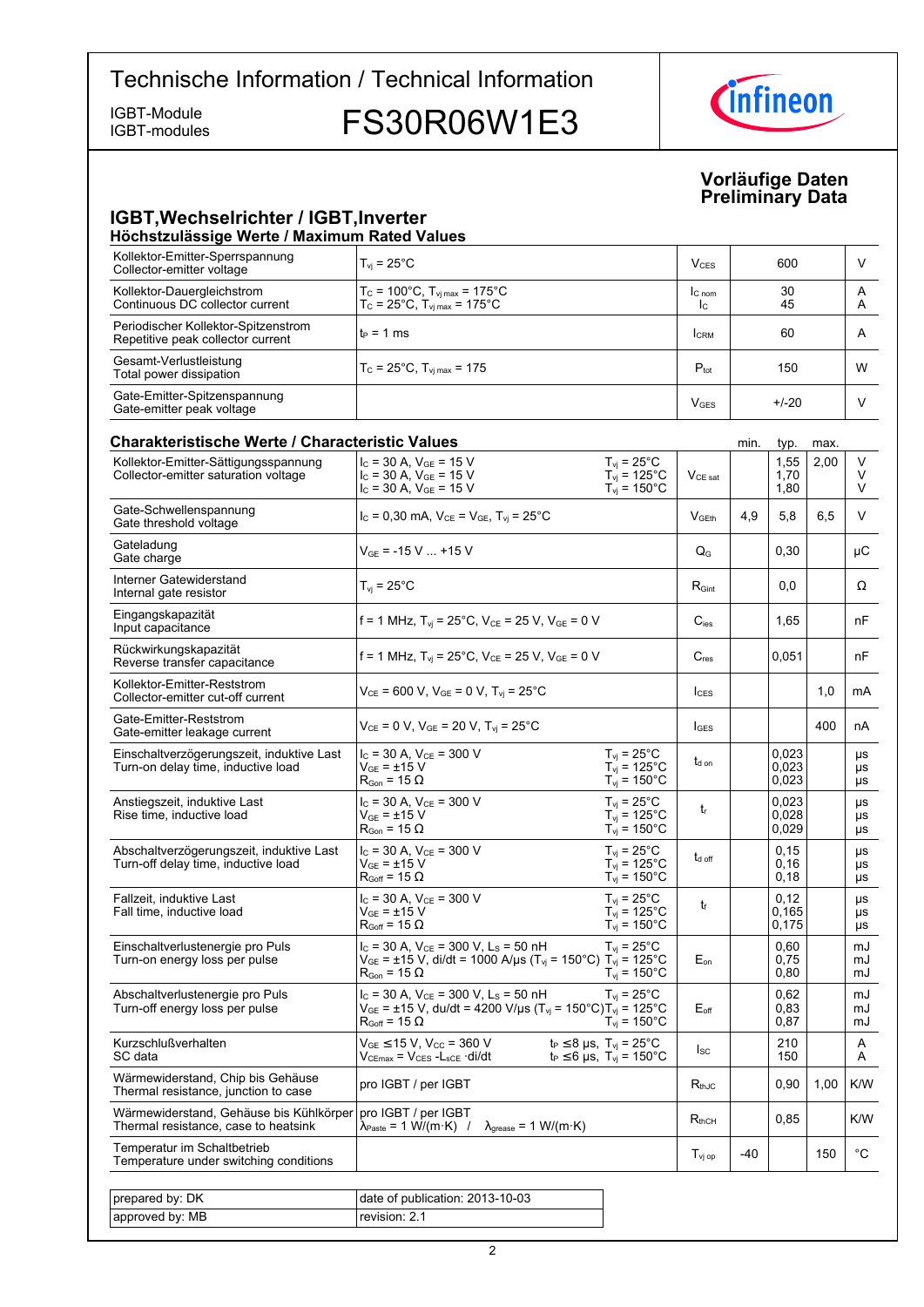# Technische Information / Technical Information

IGBT-Module
IGBT-modules

# FS30R06W1E3

**Vorläufige Daten**
**Preliminary Data**

## IGBT,Wechselrichter / IGBT,Inverter

### Höchstzulässige Werte / Maximum Rated Values

| | | | | |
|---|---|---|---|---|
| Kollektor-Emitter-Sperrspannung<br>Collector-emitter voltage | $T_{vj}$ = 25°C | $V_{CES}$ | 600 | V |
| Kollektor-Dauergleichstrom<br>Continuous DC collector current | $T_C$ = 100°C, $T_{vj\,max}$ = 175°C<br>$T_C$ = 25°C, $T_{vj\,max}$ = 175°C | $I_{C\,nom}$<br>$I_C$ | 30<br>45 | A<br>A |
| Periodischer Kollektor-Spitzenstrom<br>Repetitive peak collector current | $t_P$ = 1 ms | $I_{CRM}$ | 60 | A |
| Gesamt-Verlustleistung<br>Total power dissipation | $T_C$ = 25°C, $T_{vj\,max}$ = 175 | $P_{tot}$ | 150 | W |
| Gate-Emitter-Spitzenspannung<br>Gate-emitter peak voltage | | $V_{GES}$ | +/-20 | V |

### Charakteristische Werte / Characteristic Values

| | | | | min. | typ. | max. | |
|---|---|---|---|---|---|---|---|
| Kollektor-Emitter-Sättigungsspannung<br>Collector-emitter saturation voltage | $I_C$ = 30 A, $V_{GE}$ = 15 V<br>$I_C$ = 30 A, $V_{GE}$ = 15 V<br>$I_C$ = 30 A, $V_{GE}$ = 15 V | $T_{vj}$ = 25°C<br>$T_{vj}$ = 125°C<br>$T_{vj}$ = 150°C | $V_{CE\,sat}$ | | 1,55<br>1,70<br>1,80 | 2,00 | V<br>V<br>V |
| Gate-Schwellenspannung<br>Gate threshold voltage | $I_C$ = 0,30 mA, $V_{CE}$ = $V_{GE}$, $T_{vj}$ = 25°C | | $V_{GEth}$ | 4,9 | 5,8 | 6,5 | V |
| Gateladung<br>Gate charge | $V_{GE}$ = -15 V ... +15 V | | $Q_G$ | | 0,30 | | µC |
| Interner Gatewiderstand<br>Internal gate resistor | $T_{vj}$ = 25°C | | $R_{Gint}$ | | 0,0 | | Ω |
| Eingangskapazität<br>Input capacitance | f = 1 MHz, $T_{vj}$ = 25°C, $V_{CE}$ = 25 V, $V_{GE}$ = 0 V | | $C_{ies}$ | | 1,65 | | nF |
| Rückwirkungskapazität<br>Reverse transfer capacitance | f = 1 MHz, $T_{vj}$ = 25°C, $V_{CE}$ = 25 V, $V_{GE}$ = 0 V | | $C_{res}$ | | 0,051 | | nF |
| Kollektor-Emitter-Reststrom<br>Collector-emitter cut-off current | $V_{CE}$ = 600 V, $V_{GE}$ = 0 V, $T_{vj}$ = 25°C | | $I_{CES}$ | | | 1,0 | mA |
| Gate-Emitter-Reststrom<br>Gate-emitter leakage current | $V_{CE}$ = 0 V, $V_{GE}$ = 20 V, $T_{vj}$ = 25°C | | $I_{GES}$ | | | 400 | nA |
| Einschaltverzögerungszeit, induktive Last<br>Turn-on delay time, inductive load | $I_C$ = 30 A, $V_{CE}$ = 300 V<br>$V_{GE}$ = ±15 V<br>$R_{Gon}$ = 15 Ω | $T_{vj}$ = 25°C<br>$T_{vj}$ = 125°C<br>$T_{vj}$ = 150°C | $t_{d\,on}$ | | 0,023<br>0,023<br>0,023 | | µs<br>µs<br>µs |
| Anstiegszeit, induktive Last<br>Rise time, inductive load | $I_C$ = 30 A, $V_{CE}$ = 300 V<br>$V_{GE}$ = ±15 V<br>$R_{Gon}$ = 15 Ω | $T_{vj}$ = 25°C<br>$T_{vj}$ = 125°C<br>$T_{vj}$ = 150°C | $t_r$ | | 0,023<br>0,028<br>0,029 | | µs<br>µs<br>µs |
| Abschaltverzögerungszeit, induktive Last<br>Turn-off delay time, inductive load | $I_C$ = 30 A, $V_{CE}$ = 300 V<br>$V_{GE}$ = ±15 V<br>$R_{Goff}$ = 15 Ω | $T_{vj}$ = 25°C<br>$T_{vj}$ = 125°C<br>$T_{vj}$ = 150°C | $t_{d\,off}$ | | 0,15<br>0,16<br>0,18 | | µs<br>µs<br>µs |
| Fallzeit, induktive Last<br>Fall time, inductive load | $I_C$ = 30 A, $V_{CE}$ = 300 V<br>$V_{GE}$ = ±15 V<br>$R_{Goff}$ = 15 Ω | $T_{vj}$ = 25°C<br>$T_{vj}$ = 125°C<br>$T_{vj}$ = 150°C | $t_f$ | | 0,12<br>0,165<br>0,175 | | µs<br>µs<br>µs |
| Einschaltverlustenergie pro Puls<br>Turn-on energy loss per pulse | $I_C$ = 30 A, $V_{CE}$ = 300 V, $L_S$ = 50 nH<br>$V_{GE}$ = ±15 V, di/dt = 1000 A/µs ($T_{vj}$ = 150°C)<br>$R_{Gon}$ = 15 Ω | $T_{vj}$ = 25°C<br>$T_{vj}$ = 125°C<br>$T_{vj}$ = 150°C | $E_{on}$ | | 0,60<br>0,75<br>0,80 | | mJ<br>mJ<br>mJ |
| Abschaltverlustenergie pro Puls<br>Turn-off energy loss per pulse | $I_C$ = 30 A, $V_{CE}$ = 300 V, $L_S$ = 50 nH<br>$V_{GE}$ = ±15 V, du/dt = 4200 V/µs ($T_{vj}$ = 150°C)<br>$R_{Goff}$ = 15 Ω | $T_{vj}$ = 25°C<br>$T_{vj}$ = 125°C<br>$T_{vj}$ = 150°C | $E_{off}$ | | 0,62<br>0,83<br>0,87 | | mJ<br>mJ<br>mJ |
| Kurzschlußverhalten<br>SC data | $V_{GE}$ ≤15 V, $V_{CC}$ = 360 V<br>$V_{CEmax}$ = $V_{CES}$ -$L_{sCE}$ ·di/dt | $t_P$ ≤8 µs, $T_{vj}$ = 25°C<br>$t_P$ ≤6 µs, $T_{vj}$ = 150°C | $I_{SC}$ | | 210<br>150 | | A<br>A |
| Wärmewiderstand, Chip bis Gehäuse<br>Thermal resistance, junction to case | pro IGBT / per IGBT | | $R_{thJC}$ | | 0,90 | 1,00 | K/W |
| Wärmewiderstand, Gehäuse bis Kühlkörper<br>Thermal resistance, case to heatsink | pro IGBT / per IGBT<br>$\lambda_{Paste}$ = 1 W/(m·K) / $\lambda_{grease}$ = 1 W/(m·K) | | $R_{thCH}$ | | 0,85 | | K/W |
| Temperatur im Schaltbetrieb<br>Temperature under switching conditions | | | $T_{vj\,op}$ | -40 | | 150 | °C |

| | |
|---|---|
| prepared by: DK | date of publication: 2013-10-03 |
| approved by: MB | revision: 2.1 |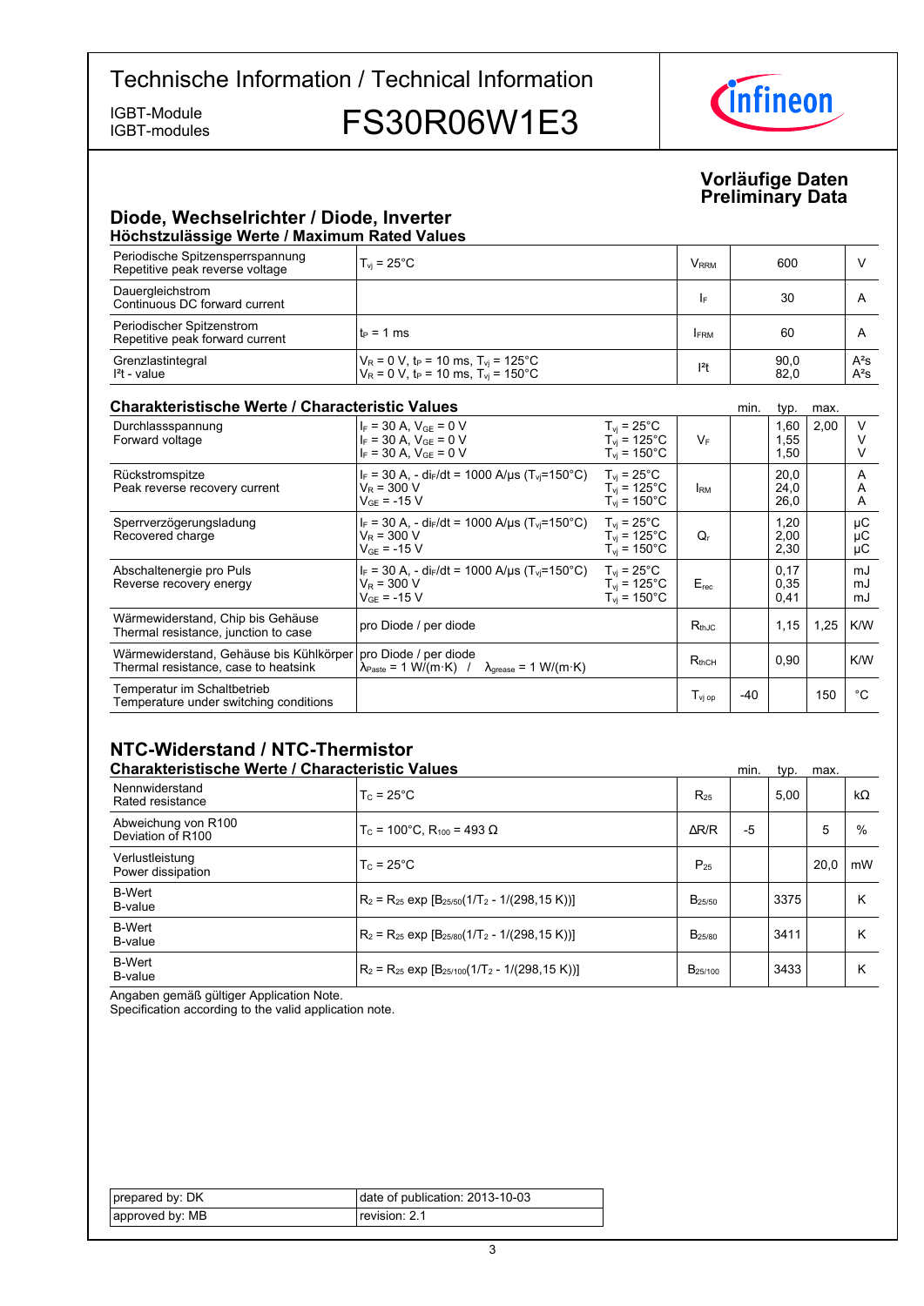# Technische Information / Technical Information

IGBT-Module
IGBT-modules

**FS30R06W1E3**

**Vorläufige Daten**
**Preliminary Data**

## Diode, Wechselrichter / Diode, Inverter

### Höchstzulässige Werte / Maximum Rated Values

| | | | | |
|---|---|---|---|---|
| Periodische Spitzensperrspannung<br>Repetitive peak reverse voltage | $T_{vj}$ = 25°C | $V_{RRM}$ | 600 | V |
| Dauergleichstrom<br>Continuous DC forward current | | $I_F$ | 30 | A |
| Periodischer Spitzenstrom<br>Repetitive peak forward current | $t_P$ = 1 ms | $I_{FRM}$ | 60 | A |
| Grenzlastintegral<br>$I^2t$ - value | $V_R$ = 0 V, $t_P$ = 10 ms, $T_{vj}$ = 125°C<br>$V_R$ = 0 V, $t_P$ = 10 ms, $T_{vj}$ = 150°C | $I^2t$ | 90,0<br>82,0 | $A^2s$<br>$A^2s$ |

### Charakteristische Werte / Characteristic Values

| | | | | min. | typ. | max. | |
|---|---|---|---|---|---|---|---|
| Durchlassspannung<br>Forward voltage | $I_F$ = 30 A, $V_{GE}$ = 0 V<br>$I_F$ = 30 A, $V_{GE}$ = 0 V<br>$I_F$ = 30 A, $V_{GE}$ = 0 V | $T_{vj}$ = 25°C<br>$T_{vj}$ = 125°C<br>$T_{vj}$ = 150°C | $V_F$ | | 1,60<br>1,55<br>1,50 | 2,00 | V<br>V<br>V |
| Rückstromspitze<br>Peak reverse recovery current | $I_F$ = 30 A, - $di_F/dt$ = 1000 A/µs ($T_{vj}$=150°C)<br>$V_R$ = 300 V<br>$V_{GE}$ = -15 V | $T_{vj}$ = 25°C<br>$T_{vj}$ = 125°C<br>$T_{vj}$ = 150°C | $I_{RM}$ | | 20,0<br>24,0<br>26,0 | | A<br>A<br>A |
| Sperrverzögerungsladung<br>Recovered charge | $I_F$ = 30 A, - $di_F/dt$ = 1000 A/µs ($T_{vj}$=150°C)<br>$V_R$ = 300 V<br>$V_{GE}$ = -15 V | $T_{vj}$ = 25°C<br>$T_{vj}$ = 125°C<br>$T_{vj}$ = 150°C | $Q_r$ | | 1,20<br>2,00<br>2,30 | | µC<br>µC<br>µC |
| Abschaltenergie pro Puls<br>Reverse recovery energy | $I_F$ = 30 A, - $di_F/dt$ = 1000 A/µs ($T_{vj}$=150°C)<br>$V_R$ = 300 V<br>$V_{GE}$ = -15 V | $T_{vj}$ = 25°C<br>$T_{vj}$ = 125°C<br>$T_{vj}$ = 150°C | $E_{rec}$ | | 0,17<br>0,35<br>0,41 | | mJ<br>mJ<br>mJ |
| Wärmewiderstand, Chip bis Gehäuse<br>Thermal resistance, junction to case | pro Diode / per diode | | $R_{thJC}$ | | 1,15 | 1,25 | K/W |
| Wärmewiderstand, Gehäuse bis Kühlkörper<br>Thermal resistance, case to heatsink | pro Diode / per diode<br>$\lambda_{Paste}$ = 1 W/(m·K) / $\lambda_{grease}$ = 1 W/(m·K) | | $R_{thCH}$ | | 0,90 | | K/W |
| Temperatur im Schaltbetrieb<br>Temperature under switching conditions | | | $T_{vj\ op}$ | -40 | | 150 | °C |

## NTC-Widerstand / NTC-Thermistor

### Charakteristische Werte / Characteristic Values

| | | | min. | typ. | max. | |
|---|---|---|---|---|---|---|
| Nennwiderstand<br>Rated resistance | $T_C$ = 25°C | $R_{25}$ | | 5,00 | | kΩ |
| Abweichung von R100<br>Deviation of R100 | $T_C$ = 100°C, $R_{100}$ = 493 Ω | ΔR/R | -5 | | 5 | % |
| Verlustleistung<br>Power dissipation | $T_C$ = 25°C | $P_{25}$ | | | 20,0 | mW |
| B-Wert<br>B-value | $R_2 = R_{25} \exp [B_{25/50}(1/T_2 - 1/(298,15\ K))]$ | $B_{25/50}$ | | 3375 | | K |
| B-Wert<br>B-value | $R_2 = R_{25} \exp [B_{25/80}(1/T_2 - 1/(298,15\ K))]$ | $B_{25/80}$ | | 3411 | | K |
| B-Wert<br>B-value | $R_2 = R_{25} \exp [B_{25/100}(1/T_2 - 1/(298,15\ K))]$ | $B_{25/100}$ | | 3433 | | K |

Angaben gemäß gültiger Application Note.
Specification according to the valid application note.

| | |
|---|---|
| prepared by: DK | date of publication: 2013-10-03 |
| approved by: MB | revision: 2.1 |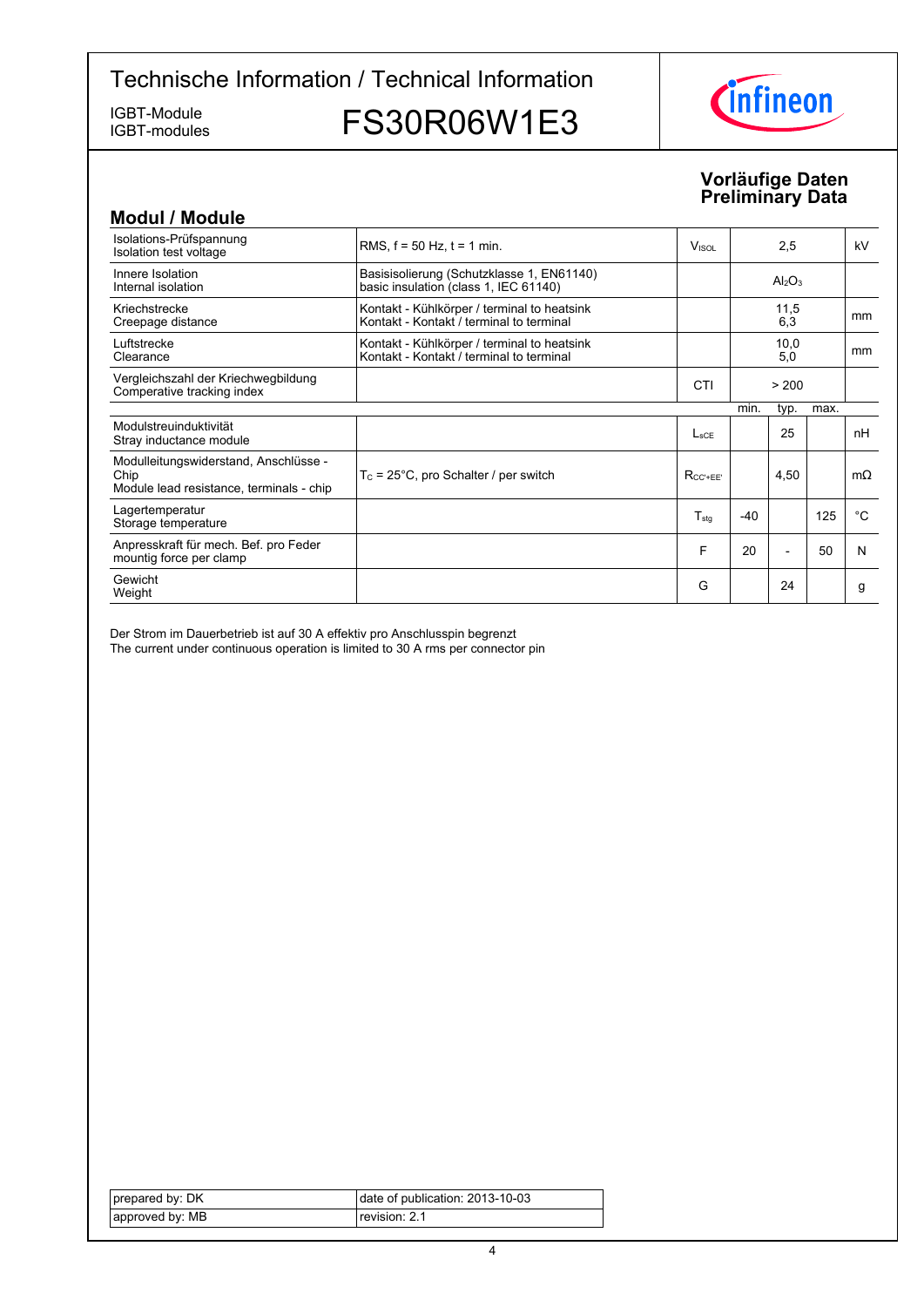# Technische Information / Technical Information

IGBT-Module
IGBT-modules

# FS30R06W1E3

**Vorläufige Daten**
**Preliminary Data**

## Modul / Module

| | | | | | | |
|---|---|---|---|---|---|---|
| Isolations-Prüfspannung<br>Isolation test voltage | RMS, f = 50 Hz, t = 1 min. | $V_{ISOL}$ | | 2,5 | | kV |
| Innere Isolation<br>Internal isolation | Basisisolierung (Schutzklasse 1, EN61140)<br>basic insulation (class 1, IEC 61140) | | | $Al_2O_3$ | | |
| Kriechstrecke<br>Creepage distance | Kontakt - Kühlkörper / terminal to heatsink<br>Kontakt - Kontakt / terminal to terminal | | | 11,5<br>6,3 | | mm |
| Luftstrecke<br>Clearance | Kontakt - Kühlkörper / terminal to heatsink<br>Kontakt - Kontakt / terminal to terminal | | | 10,0<br>5,0 | | mm |
| Vergleichszahl der Kriechwegbildung<br>Comperative tracking index | | CTI | | > 200 | | |
| | | | min. | typ. | max. | |
| Modulstreuinduktivität<br>Stray inductance module | | $L_{sCE}$ | | 25 | | nH |
| Modulleitungswiderstand, Anschlüsse - Chip<br>Module lead resistance, terminals - chip | $T_C$ = 25°C, pro Schalter / per switch | $R_{CC'+EE'}$ | | 4,50 | | mΩ |
| Lagertemperatur<br>Storage temperature | | $T_{stg}$ | -40 | | 125 | °C |
| Anpresskraft für mech. Bef. pro Feder<br>mountig force per clamp | | F | 20 | - | 50 | N |
| Gewicht<br>Weight | | G | | 24 | | g |

Der Strom im Dauerbetrieb ist auf 30 A effektiv pro Anschlusspin begrenzt
The current under continuous operation is limited to 30 A rms per connector pin

| | |
|---|---|
| prepared by: DK | date of publication: 2013-10-03 |
| approved by: MB | revision: 2.1 |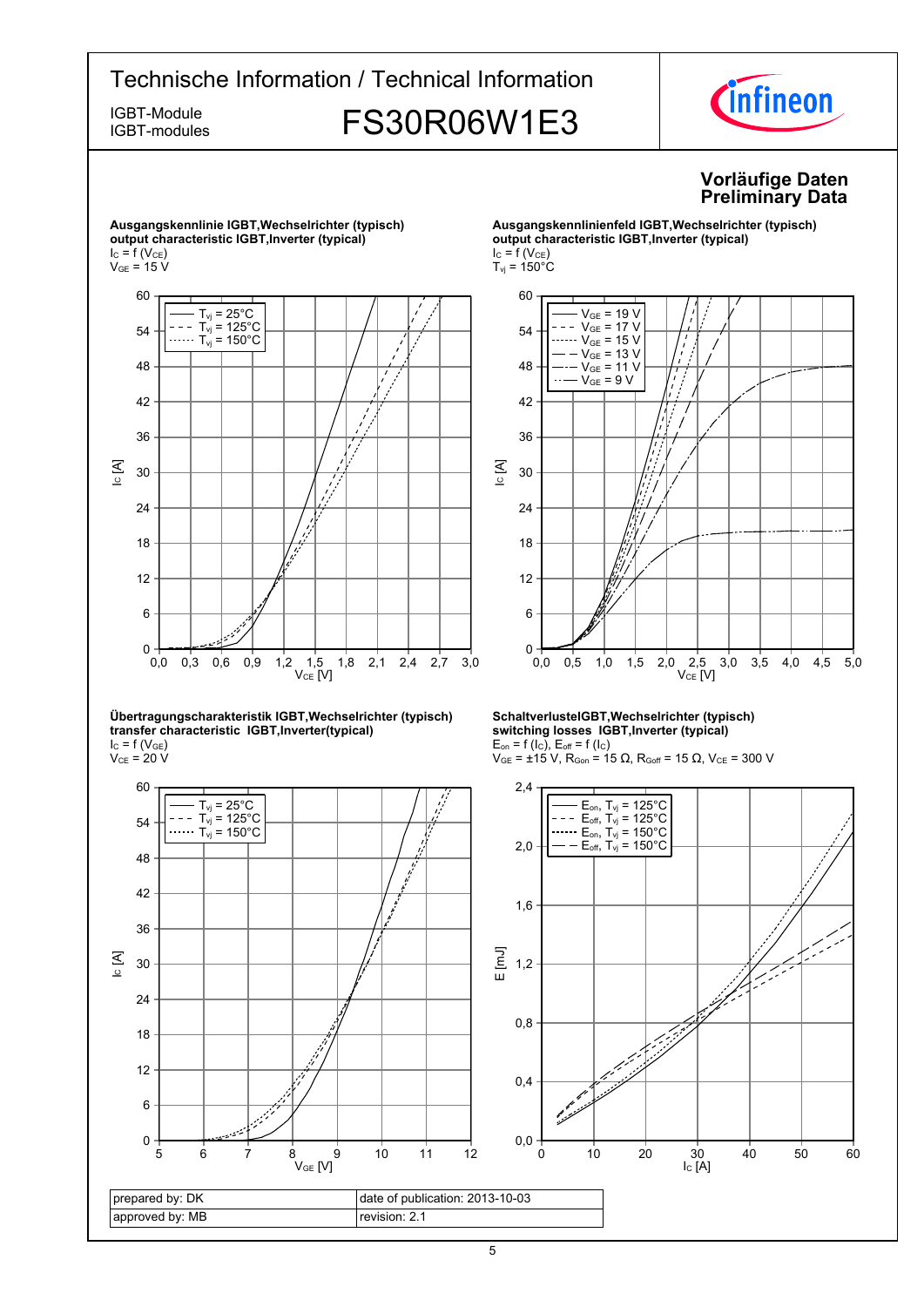# Technische Information / Technical Information

IGBT-Module
IGBT-modules

# FS30R06W1E3

**Vorläufige Daten**
**Preliminary Data**

**Ausgangskennlinie IGBT,Wechselrichter (typisch)**
**output characteristic IGBT,Inverter (typical)**
$I_C = f(V_{CE})$
$V_{GE} = 15$ V

$T_{vj} = 25°C$
$T_{vj} = 125°C$
$T_{vj} = 150°C$

$I_C$ [A]
0, 6, 12, 18, 24, 30, 36, 42, 48, 54, 60

$V_{CE}$ [V]
0,0, 0,3, 0,6, 0,9, 1,2, 1,5, 1,8, 2,1, 2,4, 2,7, 3,0

**Ausgangskennlinienfeld IGBT,Wechselrichter (typisch)**
**output characteristic IGBT,Inverter (typical)**
$I_C = f(V_{CE})$
$T_{vj} = 150°C$

$V_{GE} = 19$ V
$V_{GE} = 17$ V
$V_{GE} = 15$ V
$V_{GE} = 13$ V
$V_{GE} = 11$ V
$V_{GE} = 9$ V

$I_C$ [A]
0, 6, 12, 18, 24, 30, 36, 42, 48, 54, 60

$V_{CE}$ [V]
0,0, 0,5, 1,0, 1,5, 2,0, 2,5, 3,0, 3,5, 4,0, 4,5, 5,0

**Übertragungscharakteristik IGBT,Wechselrichter (typisch)**
**transfer characteristic IGBT,Inverter(typical)**
$I_C = f(V_{GE})$
$V_{CE} = 20$ V

$T_{vj} = 25°C$
$T_{vj} = 125°C$
$T_{vj} = 150°C$

$I_C$ [A]
0, 6, 12, 18, 24, 30, 36, 42, 48, 54, 60

$V_{GE}$ [V]
5, 6, 7, 8, 9, 10, 11, 12

**SchaltverlusteIGBT,Wechselrichter (typisch)**
**switching losses IGBT,Inverter (typical)**
$E_{on} = f(I_C)$, $E_{off} = f(I_C)$
$V_{GE} = \pm15$ V, $R_{Gon} = 15$ Ω, $R_{Goff} = 15$ Ω, $V_{CE} = 300$ V

$E_{on}$, $T_{vj} = 125°C$
$E_{off}$, $T_{vj} = 125°C$
$E_{on}$, $T_{vj} = 150°C$
$E_{off}$, $T_{vj} = 150°C$

E [mJ]
0,0, 0,4, 0,8, 1,2, 1,6, 2,0, 2,4

$I_C$ [A]
0, 10, 20, 30, 40, 50, 60

| | |
|---|---|
| prepared by: DK | date of publication: 2013-10-03 |
| approved by: MB | revision: 2.1 |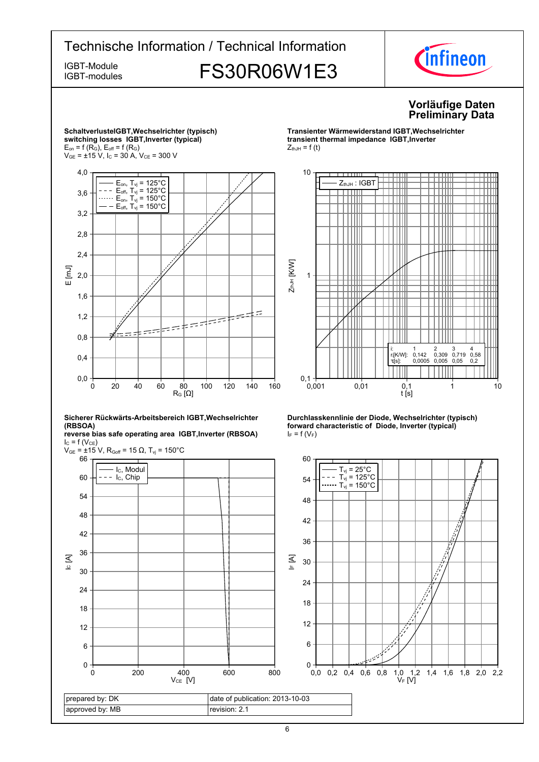# Technische Information / Technical Information

IGBT-Module
IGBT-modules

# FS30R06W1E3

**Vorläufige Daten**
**Preliminary Data**

**SchaltverlusteIGBT,Wechselrichter (typisch)**
**switching losses IGBT,Inverter (typical)**
$E_{on} = f(R_G)$, $E_{off} = f(R_G)$
$V_{GE} = \pm15$ V, $I_C = 30$ A, $V_{CE} = 300$ V

$E_{on}$, $T_{vj} = 125°C$
$E_{off}$, $T_{vj} = 125°C$
$E_{on}$, $T_{vj} = 150°C$
$E_{off}$, $T_{vj} = 150°C$

E [mJ]: 0,0 0,4 0,8 1,2 1,6 2,0 2,4 2,8 3,2 3,6 4,0
$R_G$ [Ω]: 0 20 40 60 80 100 120 140 160

**Transienter Wärmewiderstand IGBT,Wechselrichter**
**transient thermal impedance IGBT,Inverter**
$Z_{thJH} = f(t)$

$Z_{thJH}$ : IGBT

$Z_{thJH}$ [K/W]: 0,1 1 10
t [s]: 0,001 0,01 0,1 1 10

| i: | 1 | 2 | 3 | 4 |
|---|---|---|---|---|
| $r_i$[K/W]: | 0,142 | 0,309 | 0,719 | 0,58 |
| $\tau_i$[s]: | 0,0005 | 0,005 | 0,05 | 0,2 |

**Sicherer Rückwärts-Arbeitsbereich IGBT,Wechselrichter (RBSOA)**
**reverse bias safe operating area IGBT,Inverter (RBSOA)**
$I_C = f(V_{CE})$
$V_{GE} = \pm15$ V, $R_{Goff} = 15$ Ω, $T_{vj} = 150°C$

$I_C$, Modul
$I_C$, Chip

$I_C$ [A]: 0 6 12 18 24 30 36 42 48 54 60 66
$V_{CE}$ [V]: 0 200 400 600 800

**Durchlasskennlinie der Diode, Wechselrichter (typisch)**
**forward characteristic of Diode, Inverter (typical)**
$I_F = f(V_F)$

$T_{vj} = 25°C$
$T_{vj} = 125°C$
$T_{vj} = 150°C$

$I_F$ [A]: 0 6 12 18 24 30 36 42 48 54 60
$V_F$ [V]: 0,0 0,2 0,4 0,6 0,8 1,0 1,2 1,4 1,6 1,8 2,0 2,2

| | |
|---|---|
| prepared by: DK | date of publication: 2013-10-03 |
| approved by: MB | revision: 2.1 |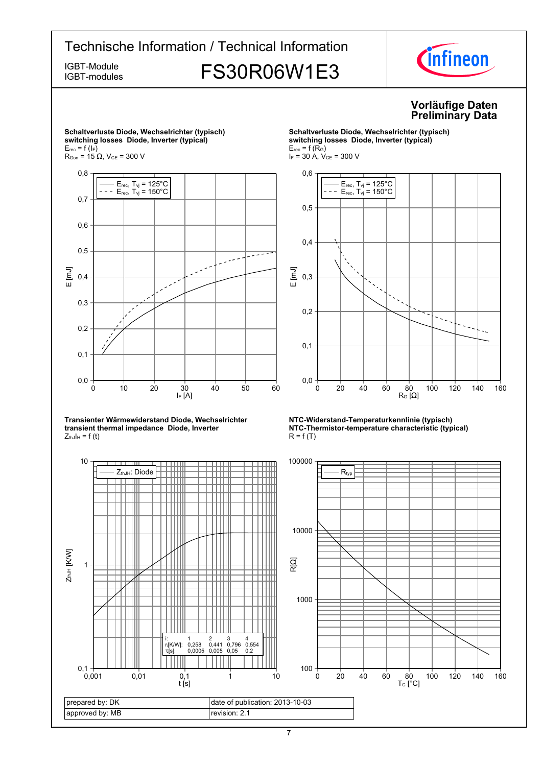**Vorläufige Daten**
**Preliminary Data**

**Schaltverluste Diode, Wechselrichter (typisch)**
**switching losses Diode, Inverter (typical)**
$E_{rec} = f(I_F)$
$R_{Gon} = 15\ \Omega$, $V_{CE} = 300$ V

$E_{rec}$, $T_{vj} = 125°C$
$E_{rec}$, $T_{vj} = 150°C$

E [mJ]
0,0
0,1
0,2
0,3
0,4
0,5
0,6
0,7
0,8

$I_F$ [A]
0
10
20
30
40
50
60

**Schaltverluste Diode, Wechselrichter (typisch)**
**switching losses Diode, Inverter (typical)**
$E_{rec} = f(R_G)$
$I_F = 30$ A, $V_{CE} = 300$ V

$E_{rec}$, $T_{vj} = 125°C$
$E_{rec}$, $T_{vj} = 150°C$

E [mJ]
0,0
0,1
0,2
0,3
0,4
0,5
0,6

$R_G$ [Ω]
0
20
40
60
80
100
120
140
160

**Transienter Wärmewiderstand Diode, Wechselrichter**
**transient thermal impedance Diode, Inverter**
$Z_{thJH} = f(t)$

$Z_{thJH}$: Diode

$Z_{thJH}$ [K/W]
0,1
1
10

t [s]
0,001
0,01
0,1
1
10

| i: | 1 | 2 | 3 | 4 |
|---|---|---|---|---|
| $r_i$[K/W]: | 0,258 | 0,441 | 0,796 | 0,554 |
| $\tau_i$[s]: | 0,0005 | 0,005 | 0,05 | 0,2 |

**NTC-Widerstand-Temperaturkennlinie (typisch)**
**NTC-Thermistor-temperature characteristic (typical)**
R = f (T)

$R_{typ}$

R[Ω]
100
1000
10000
100000

$T_C$ [°C]
0
20
40
60
80
100
120
140
160

| | |
|---|---|
| prepared by: DK | date of publication: 2013-10-03 |
| approved by: MB | revision: 2.1 |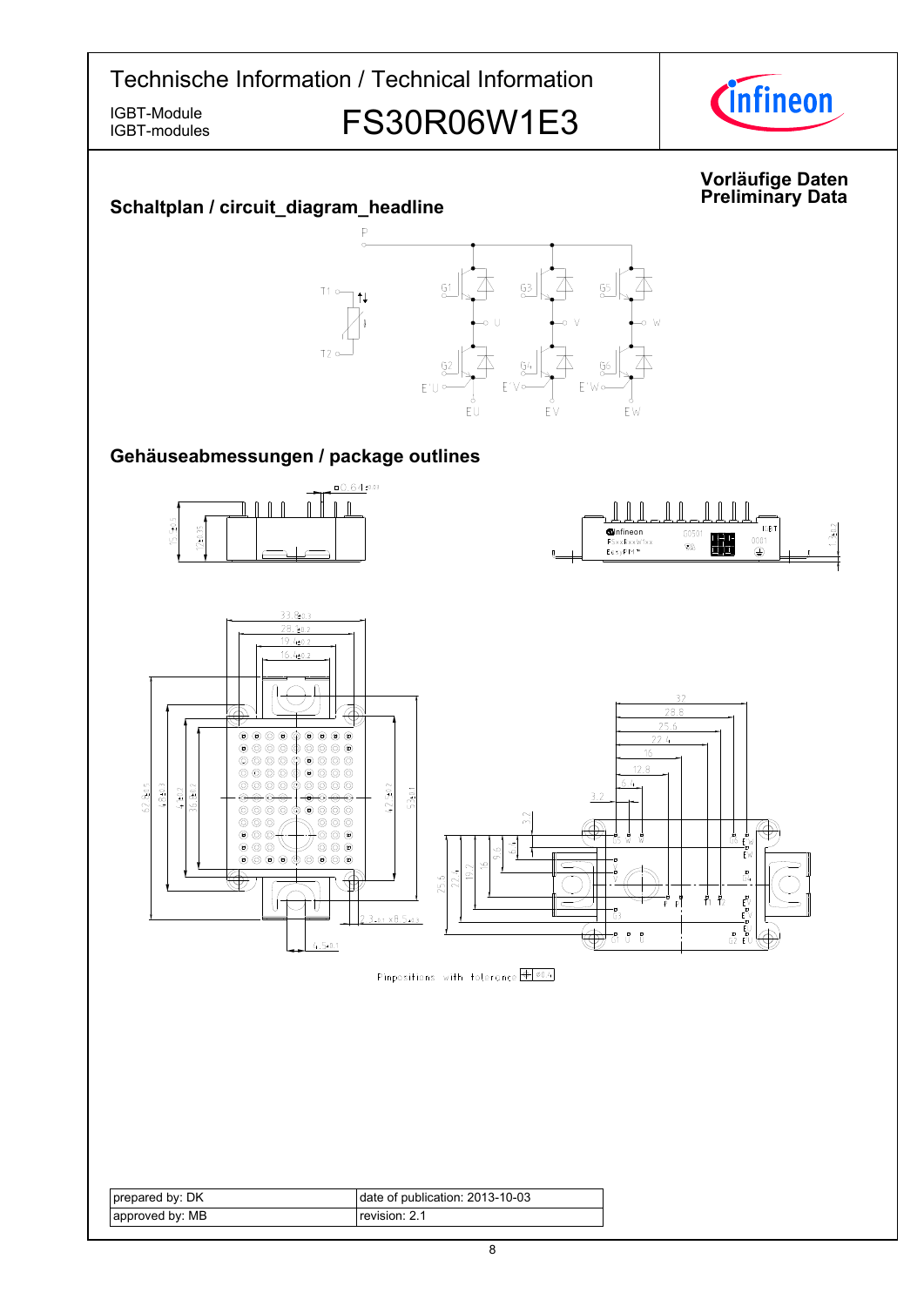## Schaltplan / circuit_diagram_headline

**Vorläufige Daten**
**Preliminary Data**

## Gehäuseabmessungen / package outlines

Pinpositions with tolerance ⊕ Ø0.4

| prepared by: DK | date of publication: 2013-10-03 |
| --- | --- |
| approved by: MB | revision: 2.1 |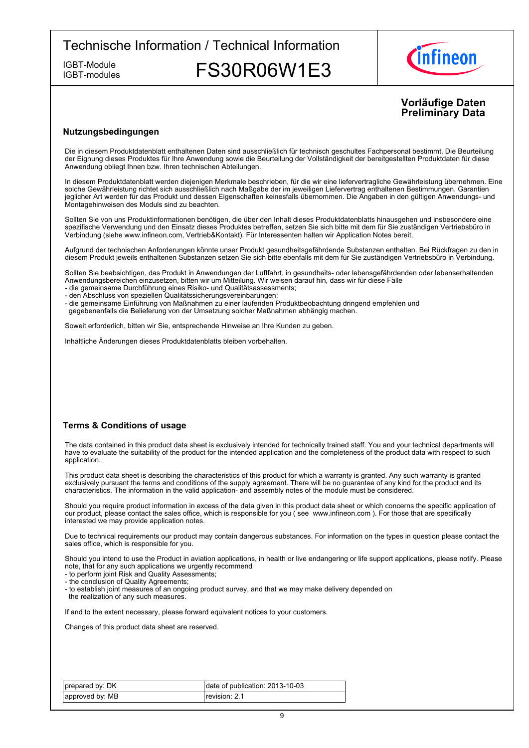**Vorläufige Daten**
**Preliminary Data**

## Nutzungsbedingungen

Die in diesem Produktdatenblatt enthaltenen Daten sind ausschließlich für technisch geschultes Fachpersonal bestimmt. Die Beurteilung der Eignung dieses Produktes für Ihre Anwendung sowie die Beurteilung der Vollständigkeit der bereitgestellten Produktdaten für diese Anwendung obliegt Ihnen bzw. Ihren technischen Abteilungen.

In diesem Produktdatenblatt werden diejenigen Merkmale beschrieben, für die wir eine liefervertragliche Gewährleistung übernehmen. Eine solche Gewährleistung richtet sich ausschließlich nach Maßgabe der im jeweiligen Liefervertrag enthaltenen Bestimmungen. Garantien jeglicher Art werden für das Produkt und dessen Eigenschaften keinesfalls übernommen. Die Angaben in den gültigen Anwendungs- und Montagehinweisen des Moduls sind zu beachten.

Sollten Sie von uns Produktinformationen benötigen, die über den Inhalt dieses Produktdatenblatts hinausgehen und insbesondere eine spezifische Verwendung und den Einsatz dieses Produktes betreffen, setzen Sie sich bitte mit dem für Sie zuständigen Vertriebsbüro in Verbindung (siehe www.infineon.com, Vertrieb&Kontakt). Für Interessenten halten wir Application Notes bereit.

Aufgrund der technischen Anforderungen könnte unser Produkt gesundheitsgefährdende Substanzen enthalten. Bei Rückfragen zu den in diesem Produkt jeweils enthaltenen Substanzen setzen Sie sich bitte ebenfalls mit dem für Sie zuständigen Vertriebsbüro in Verbindung.

Sollten Sie beabsichtigen, das Produkt in Anwendungen der Luftfahrt, in gesundheits- oder lebensgefährdenden oder lebenserhaltenden Anwendungsbereichen einzusetzen, bitten wir um Mitteilung. Wir weisen darauf hin, dass wir für diese Fälle
- die gemeinsame Durchführung eines Risiko- und Qualitätsassessments;
- den Abschluss von speziellen Qualitätssicherungsvereinbarungen;
- die gemeinsame Einführung von Maßnahmen zu einer laufenden Produktbeobachtung dringend empfehlen und gegebenenfalls die Belieferung von der Umsetzung solcher Maßnahmen abhängig machen.

Soweit erforderlich, bitten wir Sie, entsprechende Hinweise an Ihre Kunden zu geben.

Inhaltliche Änderungen dieses Produktdatenblatts bleiben vorbehalten.

## Terms & Conditions of usage

The data contained in this product data sheet is exclusively intended for technically trained staff. You and your technical departments will have to evaluate the suitability of the product for the intended application and the completeness of the product data with respect to such application.

This product data sheet is describing the characteristics of this product for which a warranty is granted. Any such warranty is granted exclusively pursuant the terms and conditions of the supply agreement. There will be no guarantee of any kind for the product and its characteristics. The information in the valid application- and assembly notes of the module must be considered.

Should you require product information in excess of the data given in this product data sheet or which concerns the specific application of our product, please contact the sales office, which is responsible for you ( see www.infineon.com ). For those that are specifically interested we may provide application notes.

Due to technical requirements our product may contain dangerous substances. For information on the types in question please contact the sales office, which is responsible for you.

Should you intend to use the Product in aviation applications, in health or live endangering or life support applications, please notify. Please note, that for any such applications we urgently recommend
- to perform joint Risk and Quality Assessments;
- the conclusion of Quality Agreements;
- to establish joint measures of an ongoing product survey, and that we may make delivery depended on the realization of any such measures.

If and to the extent necessary, please forward equivalent notices to your customers.

Changes of this product data sheet are reserved.

| | |
|---|---|
| prepared by: DK | date of publication: 2013-10-03 |
| approved by: MB | revision: 2.1 |